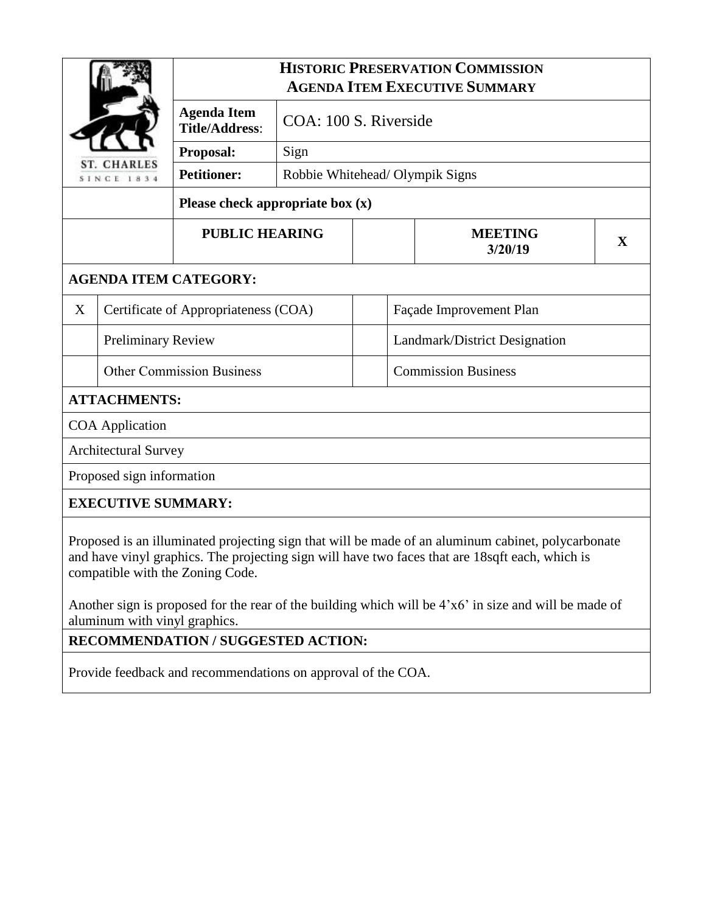# HISTORIC PRESERVATION COMMISSION
## AGENDA ITEM EXECUTIVE SUMMARY

ST. CHARLES
SINCE 1834

| | |
|---|---|
| **Agenda Item Title/Address**: | COA: 100 S. Riverside |
| **Proposal:** | Sign |
| **Petitioner:** | Robbie Whitehead/ Olympik Signs |

**Please check appropriate box (x)**

| PUBLIC HEARING | | MEETING 3/20/19 | X |
|---|---|---|---|

**AGENDA ITEM CATEGORY:**

| | | | |
|---|---|---|---|
| X | Certificate of Appropriateness (COA) | | Façade Improvement Plan |
| | Preliminary Review | | Landmark/District Designation |
| | Other Commission Business | | Commission Business |

**ATTACHMENTS:**

COA Application

Architectural Survey

Proposed sign information

**EXECUTIVE SUMMARY:**

Proposed is an illuminated projecting sign that will be made of an aluminum cabinet, polycarbonate and have vinyl graphics. The projecting sign will have two faces that are 18sqft each, which is compatible with the Zoning Code.

Another sign is proposed for the rear of the building which will be 4'x6' in size and will be made of aluminum with vinyl graphics.

**RECOMMENDATION / SUGGESTED ACTION:**

Provide feedback and recommendations on approval of the COA.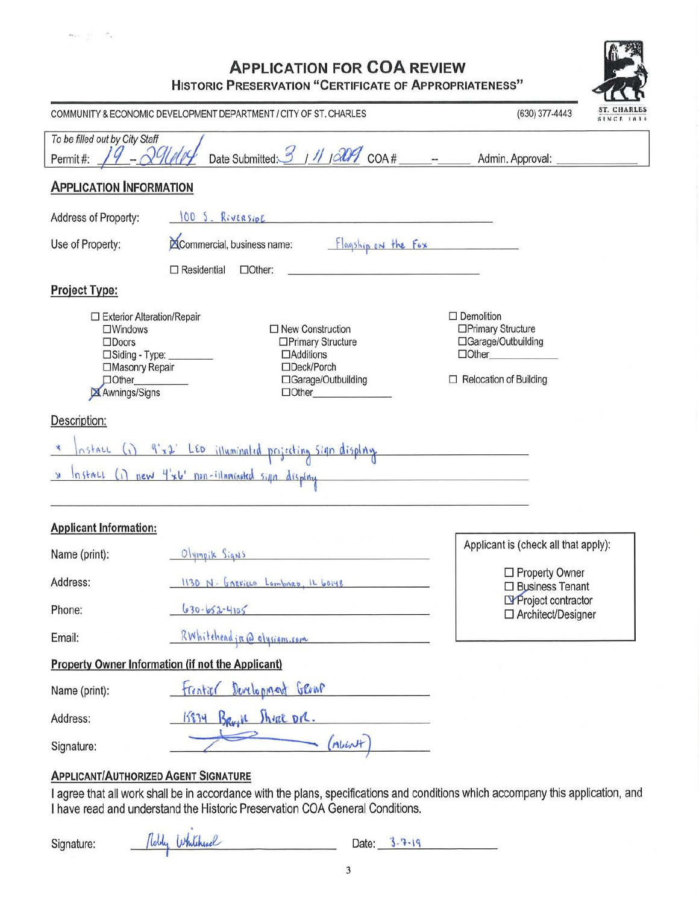# APPLICATION FOR COA REVIEW

## HISTORIC PRESERVATION "CERTIFICATE OF APPROPRIATENESS"

COMMUNITY & ECONOMIC DEVELOPMENT DEPARTMENT / CITY OF ST. CHARLES (630) 377-4443

*To be filled out by City Staff*

Permit #: 19 – 29000 Date Submitted: 3 / 11 / 2019 COA # ____ -- ____ Admin. Approval: ____________

## APPLICATION INFORMATION

Address of Property: 100 S. Riverside

Use of Property: ☒ Commercial, business name: Flagship on the Fox

☐ Residential ☐ Other: ____________

### Project Type:

- ☐ Exterior Alteration/Repair
  - ☐ Windows
  - ☐ Doors
  - ☐ Siding - Type: ________
  - ☐ Masonry Repair
  - ☐ Other ________
  - ☒ Awnings/Signs
- ☐ New Construction
  - ☐ Primary Structure
  - ☐ Additions
  - ☐ Deck/Porch
  - ☐ Garage/Outbuilding
  - ☐ Other ________
- ☐ Demolition
  - ☐ Primary Structure
  - ☐ Garage/Outbuilding
  - ☐ Other ________
- ☐ Relocation of Building

### Description:

* Install (1) 9'x2' LED illuminated projecting sign display
* Install (1) new 4'x6' non-illuminated sign display

### Applicant Information:

Name (print): Olympik Signs

Address: 1130 N. Garfield Lombard, IL 60148

Phone: 630-652-4105

Email: RWhiteheadjr@olysigns.com

Applicant is (check all that apply):

- ☐ Property Owner
- ☐ Business Tenant
- ☒ Project contractor
- ☐ Architect/Designer

### Property Owner Information (if not the Applicant)

Name (print): Frontier Development Group

Address: 15834 Brook Shore Dr.

Signature: [signature] (Agent)

### APPLICANT/AUTHORIZED AGENT SIGNATURE

I agree that all work shall be in accordance with the plans, specifications and conditions which accompany this application, and I have read and understand the Historic Preservation COA General Conditions.

Signature: Robby Whitehead Date: 3-7-19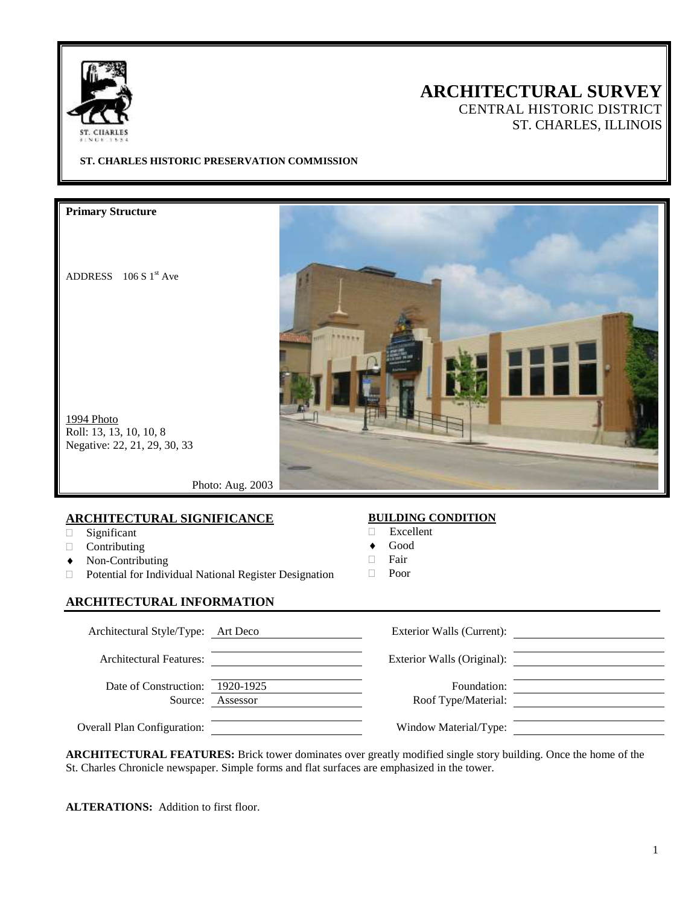# ARCHITECTURAL SURVEY

CENTRAL HISTORIC DISTRICT
ST. CHARLES, ILLINOIS

**ST. CHARLES HISTORIC PRESERVATION COMMISSION**

**Primary Structure**

ADDRESS 106 S 1st Ave

1994 Photo
Roll: 13, 13, 10, 10, 8
Negative: 22, 21, 29, 30, 33

Photo: Aug. 2003

## ARCHITECTURAL SIGNIFICANCE

- □ Significant
- □ Contributing
- ♦ Non-Contributing
- □ Potential for Individual National Register Designation

## BUILDING CONDITION

- □ Excellent
- ♦ Good
- □ Fair
- □ Poor

## ARCHITECTURAL INFORMATION

| | | | |
|---|---|---|---|
| Architectural Style/Type: | Art Deco | Exterior Walls (Current): | |
| Architectural Features: | | Exterior Walls (Original): | |
| Date of Construction: | 1920-1925 | Foundation: | |
| Source: | Assessor | Roof Type/Material: | |
| Overall Plan Configuration: | | Window Material/Type: | |

**ARCHITECTURAL FEATURES:** Brick tower dominates over greatly modified single story building. Once the home of the St. Charles Chronicle newspaper. Simple forms and flat surfaces are emphasized in the tower.

**ALTERATIONS:** Addition to first floor.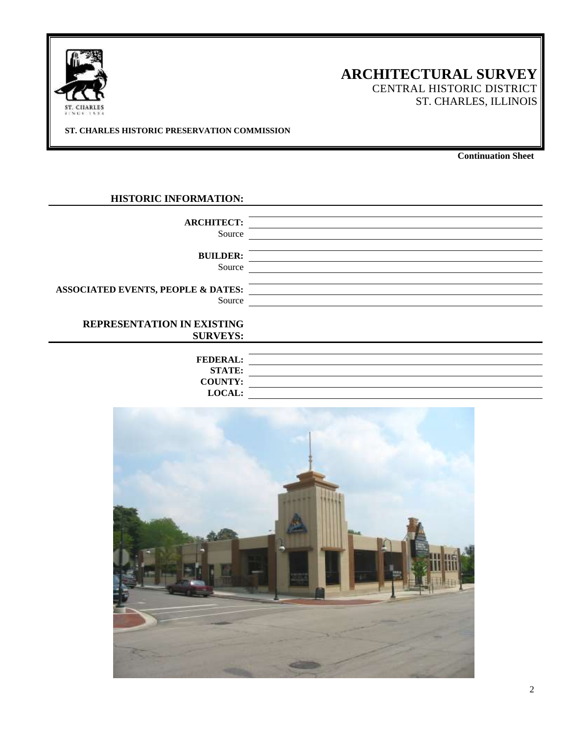# ARCHITECTURAL SURVEY

CENTRAL HISTORIC DISTRICT
ST. CHARLES, ILLINOIS

**ST. CHARLES HISTORIC PRESERVATION COMMISSION**

**Continuation Sheet**

## HISTORIC INFORMATION:

**ARCHITECT:**
Source

**BUILDER:**
Source

**ASSOCIATED EVENTS, PEOPLE & DATES:**
Source

## REPRESENTATION IN EXISTING SURVEYS:

**FEDERAL:**
**STATE:**
**COUNTY:**
**LOCAL:**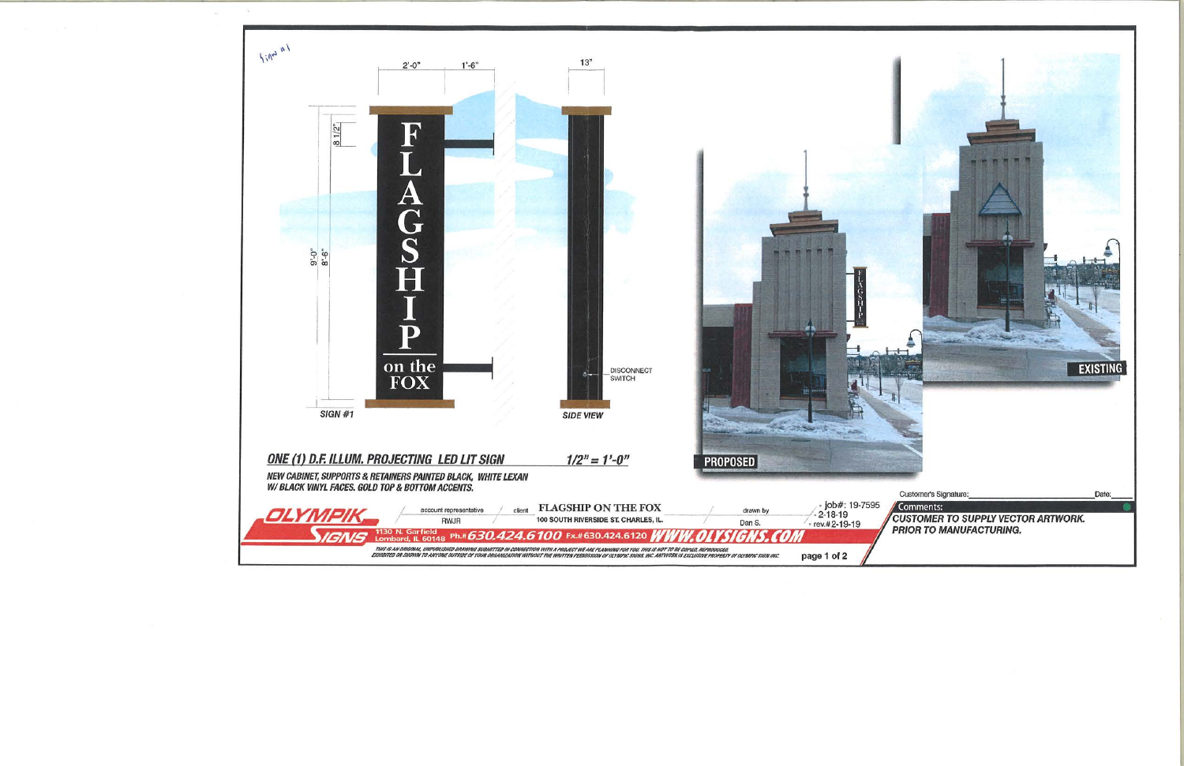Sign #1

2'-0" 1'-6" 13"

8 1/2"

9'-0" 8'-6"

FLAGSHIP on the FOX

SIGN #1

DISCONNECT SWITCH

SIDE VIEW

PROPOSED

EXISTING

**_ONE (1) D.F. ILLUM. PROJECTING LED LIT SIGN_** **_1/2" = 1'-0"_**

***NEW CABINET, SUPPORTS & RETAINERS PAINTED BLACK, WHITE LEXAN W/ BLACK VINYL FACES. GOLD TOP & BOTTOM ACCENTS.***

Customer's Signature: ____________ Date: ____

OLYMPIK SIGNS

1130 N. Garfield Lombard, IL 60148 Ph.# 630.424.6100 Fx.# 630.424.6120 WWW.OLYSIGNS.COM

account representative: RWJR

client: FLAGSHIP ON THE FOX, 100 SOUTH RIVERSIDE ST. CHARLES, IL.

drawn by: Dan S.

job#: 19-7595
2-18-19
rev.#2-19-19

Comments:
**CUSTOMER TO SUPPLY VECTOR ARTWORK. PRIOR TO MANUFACTURING.**

*THIS IS AN ORIGINAL, UNPUBLISHED DRAWING SUBMITTED IN CONNECTION WITH A PROJECT WE ARE PLANNING FOR YOU. THIS IS NOT TO BE COPIED, REPRODUCED, EXHIBITED OR SHOWN TO ANYONE OUTSIDE OF YOUR ORGANIZATION WITHOUT THE WRITTEN PERMISSION OF OLYMPIC SIGNS, INC. ARTWORK IS EXCLUSIVE PROPERTY OF OLYMPIC SIGN INC.*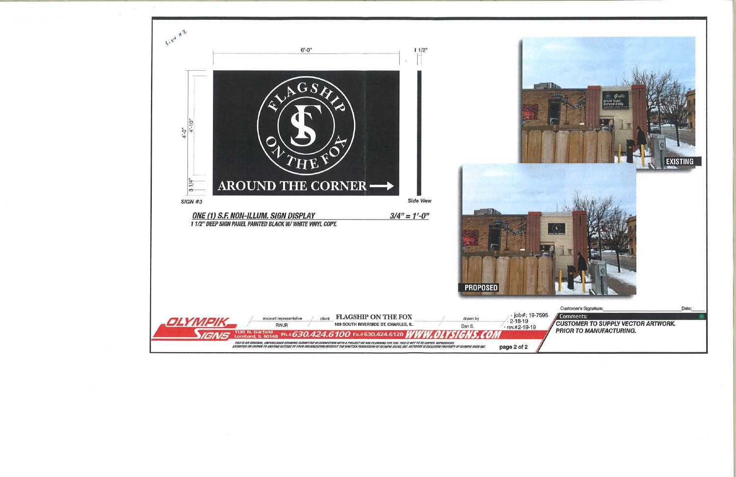Sign #2

6'-0"

1 1/2"

4'-0"

4'-10"

3 1/4"

FLAGSHIP ON THE FOX

AROUND THE CORNER →

SIGN #3

Side View

**ONE (1) S.F. NON-ILLUM. SIGN DISPLAY** **3/4" = 1'-0"**

**1 1/2" DEEP SIGN PANEL PAINTED BLACK W/ WHITE VINYL COPY.**

EXISTING

PROPOSED

OLYMPIK SIGNS

1130 N. Garfield Lombard, IL 60148 Ph.# 630.424.6100 Fx.# 630.424.6120 WWW.OLYSIGNS.COM

account representative: RWJR

client: FLAGSHIP ON THE FOX, 100 SOUTH RIVERSIDE ST. CHARLES, IL.

drawn by: Dan S.

job#: 19-7595

2-18-19

rev.#2-19-19

THIS IS AN ORIGINAL, UNPUBLISHED DRAWING SUBMITTED IN CONNECTION WITH A PROJECT WE ARE PLANNING FOR YOU. THIS IS NOT TO BE COPIED, REPRODUCED, EXHIBITED OR SHOWN TO ANYONE OUTSIDE OF YOUR ORGANIZATION WITHOUT THE WRITTEN PERMISSION OF OLYMPIK SIGNS, INC. ARTWORK IS EXCLUSIVE PROPERTY OF OLYMPIK SIGNS INC.

Customer's Signature: Date:

Comments:

**CUSTOMER TO SUPPLY VECTOR ARTWORK. PRIOR TO MANUFACTURING.**